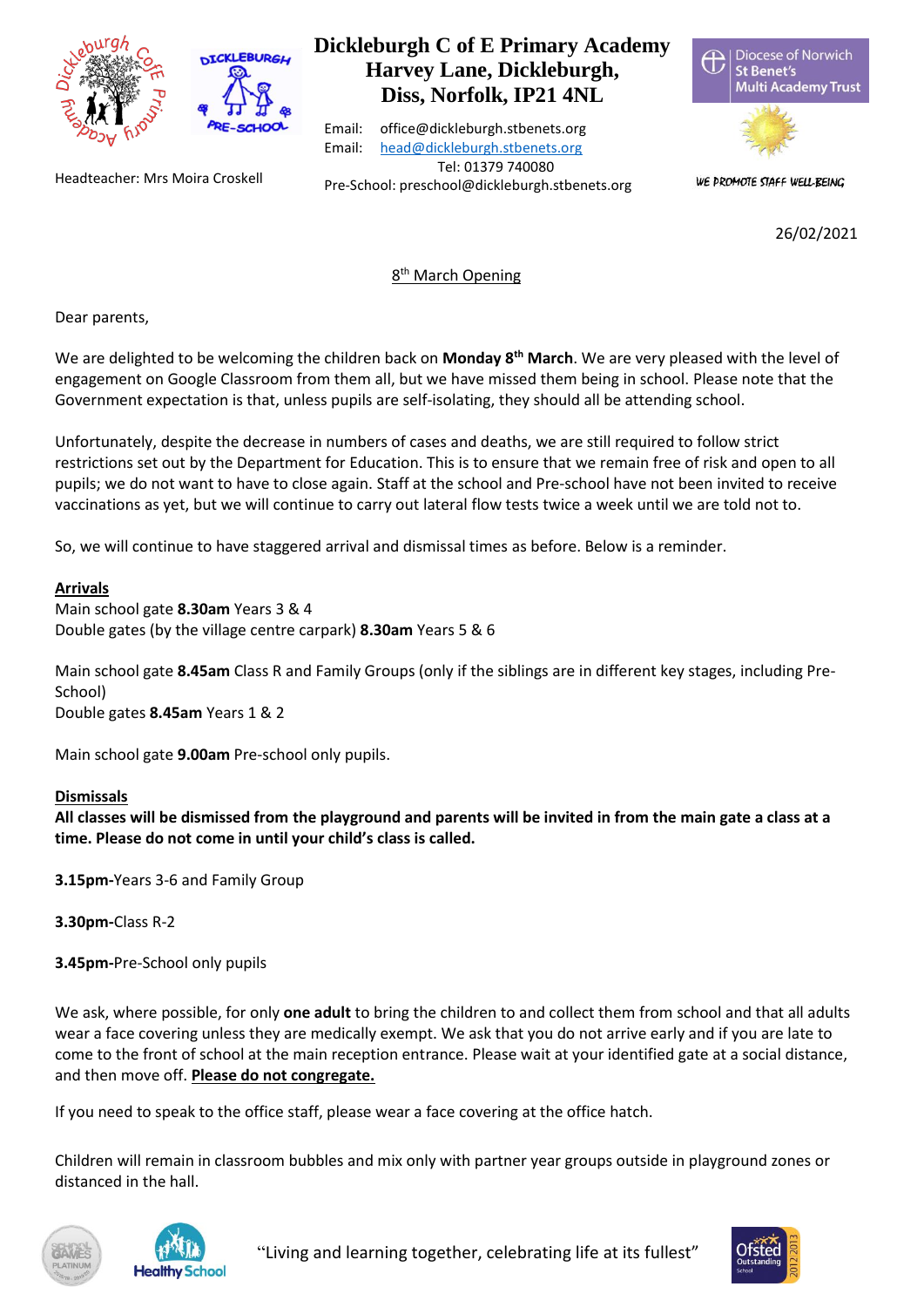# Dickleburgh C of E Primary Academy
## Harvey Lane, Dickleburgh, Diss, Norfolk, IP21 4NL

Email: office@dickleburgh.stbenets.org
Email: head@dickleburgh.stbenets.org
Tel: 01379 740080
Pre-School: preschool@dickleburgh.stbenets.org

Headteacher: Mrs Moira Croskell

Diocese of Norwich St Benet's Multi Academy Trust

WE PROMOTE STAFF WELL-BEING

26/02/2021

8th March Opening

Dear parents,

We are delighted to be welcoming the children back on **Monday 8th March**. We are very pleased with the level of engagement on Google Classroom from them all, but we have missed them being in school. Please note that the Government expectation is that, unless pupils are self-isolating, they should all be attending school.

Unfortunately, despite the decrease in numbers of cases and deaths, we are still required to follow strict restrictions set out by the Department for Education. This is to ensure that we remain free of risk and open to all pupils; we do not want to have to close again. Staff at the school and Pre-school have not been invited to receive vaccinations as yet, but we will continue to carry out lateral flow tests twice a week until we are told not to.

So, we will continue to have staggered arrival and dismissal times as before. Below is a reminder.

**Arrivals**

Main school gate **8.30am** Years 3 & 4
Double gates (by the village centre carpark) **8.30am** Years 5 & 6

Main school gate **8.45am** Class R and Family Groups (only if the siblings are in different key stages, including Pre-School)
Double gates **8.45am** Years 1 & 2

Main school gate **9.00am** Pre-school only pupils.

**Dismissals**

**All classes will be dismissed from the playground and parents will be invited in from the main gate a class at a time. Please do not come in until your child's class is called.**

**3.15pm-**Years 3-6 and Family Group

**3.30pm-**Class R-2

**3.45pm-**Pre-School only pupils

We ask, where possible, for only **one adult** to bring the children to and collect them from school and that all adults wear a face covering unless they are medically exempt. We ask that you do not arrive early and if you are late to come to the front of school at the main reception entrance. Please wait at your identified gate at a social distance, and then move off. **Please do not congregate.**

If you need to speak to the office staff, please wear a face covering at the office hatch.

Children will remain in classroom bubbles and mix only with partner year groups outside in playground zones or distanced in the hall.

"Living and learning together, celebrating life at its fullest"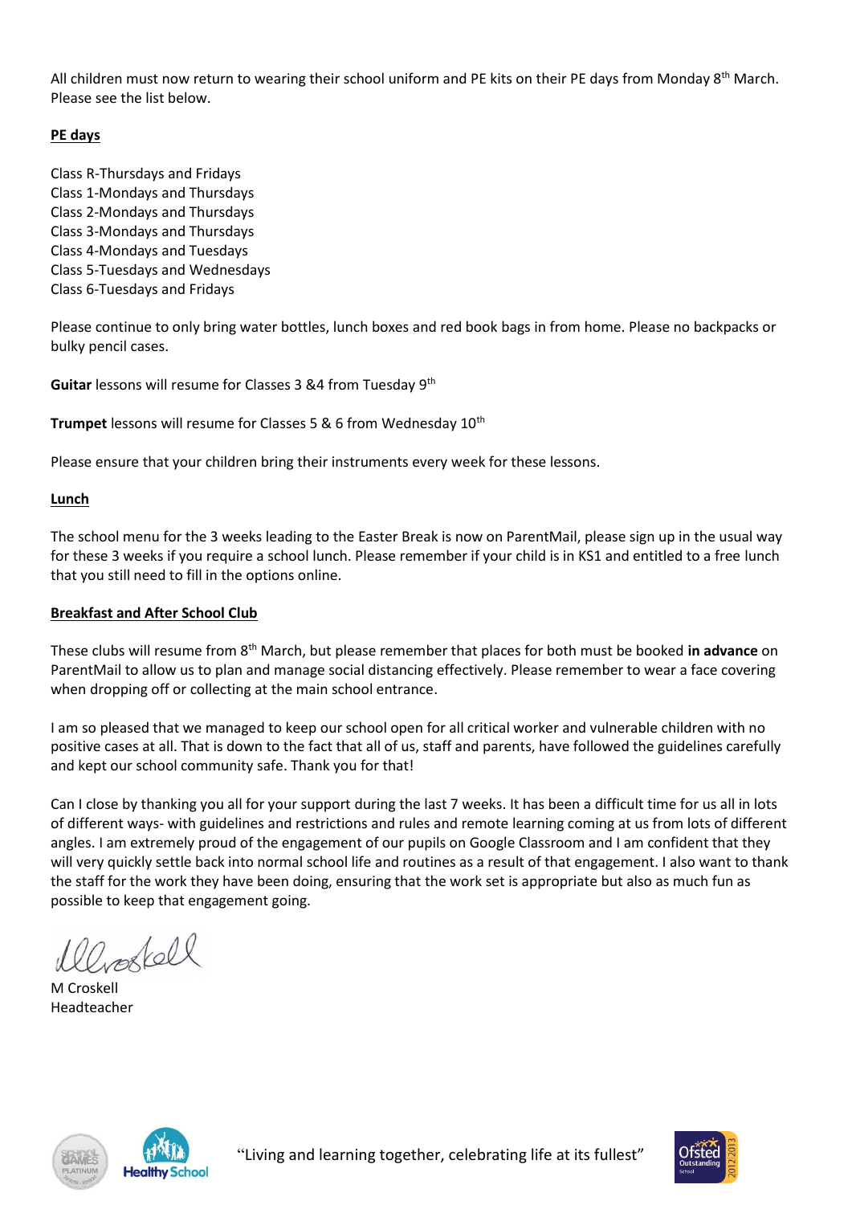All children must now return to wearing their school uniform and PE kits on their PE days from Monday 8th March. Please see the list below.

**PE days**

Class R-Thursdays and Fridays
Class 1-Mondays and Thursdays
Class 2-Mondays and Thursdays
Class 3-Mondays and Thursdays
Class 4-Mondays and Tuesdays
Class 5-Tuesdays and Wednesdays
Class 6-Tuesdays and Fridays

Please continue to only bring water bottles, lunch boxes and red book bags in from home. Please no backpacks or bulky pencil cases.

**Guitar** lessons will resume for Classes 3 &4 from Tuesday 9th

**Trumpet** lessons will resume for Classes 5 & 6 from Wednesday 10th

Please ensure that your children bring their instruments every week for these lessons.

**Lunch**

The school menu for the 3 weeks leading to the Easter Break is now on ParentMail, please sign up in the usual way for these 3 weeks if you require a school lunch. Please remember if your child is in KS1 and entitled to a free lunch that you still need to fill in the options online.

**Breakfast and After School Club**

These clubs will resume from 8th March, but please remember that places for both must be booked **in advance** on ParentMail to allow us to plan and manage social distancing effectively. Please remember to wear a face covering when dropping off or collecting at the main school entrance.

I am so pleased that we managed to keep our school open for all critical worker and vulnerable children with no positive cases at all. That is down to the fact that all of us, staff and parents, have followed the guidelines carefully and kept our school community safe. Thank you for that!

Can I close by thanking you all for your support during the last 7 weeks. It has been a difficult time for us all in lots of different ways- with guidelines and restrictions and rules and remote learning coming at us from lots of different angles. I am extremely proud of the engagement of our pupils on Google Classroom and I am confident that they will very quickly settle back into normal school life and routines as a result of that engagement. I also want to thank the staff for the work they have been doing, ensuring that the work set is appropriate but also as much fun as possible to keep that engagement going.

M Croskell
Headteacher

"Living and learning together, celebrating life at its fullest"